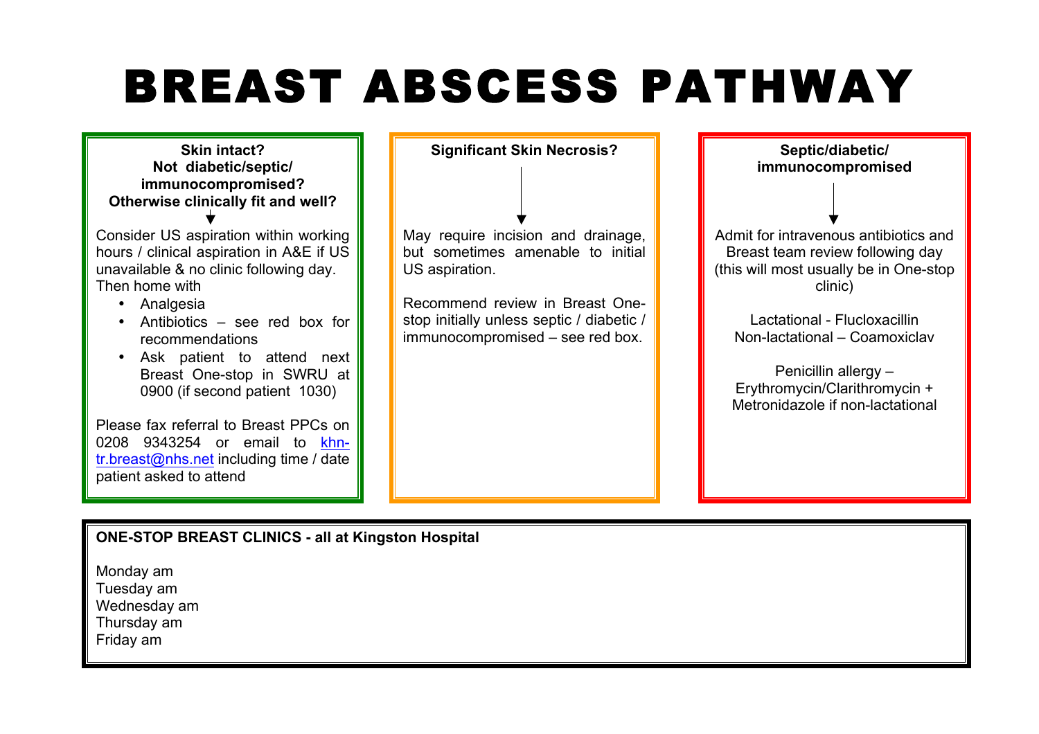# BREAST ABSCESS PATHWAY

**Skin intact?**
**Not diabetic/septic/ immunocompromised?**
**Otherwise clinically fit and well?**

↓

Consider US aspiration within working hours / clinical aspiration in A&E if US unavailable & no clinic following day. Then home with

- Analgesia
- Antibiotics – see red box for recommendations
- Ask patient to attend next Breast One-stop in SWRU at 0900 (if second patient 1030)

Please fax referral to Breast PPCs on 0208 9343254 or email to khn-tr.breast@nhs.net including time / date patient asked to attend

**Significant Skin Necrosis?**

↓

May require incision and drainage, but sometimes amenable to initial US aspiration.

Recommend review in Breast One-stop initially unless septic / diabetic / immunocompromised – see red box.

**Septic/diabetic/ immunocompromised**

↓

Admit for intravenous antibiotics and Breast team review following day (this will most usually be in One-stop clinic)

Lactational - Flucloxacillin
Non-lactational – Coamoxiclav

Penicillin allergy – Erythromycin/Clarithromycin + Metronidazole if non-lactational

**ONE-STOP BREAST CLINICS - all at Kingston Hospital**

Monday am
Tuesday am
Wednesday am
Thursday am
Friday am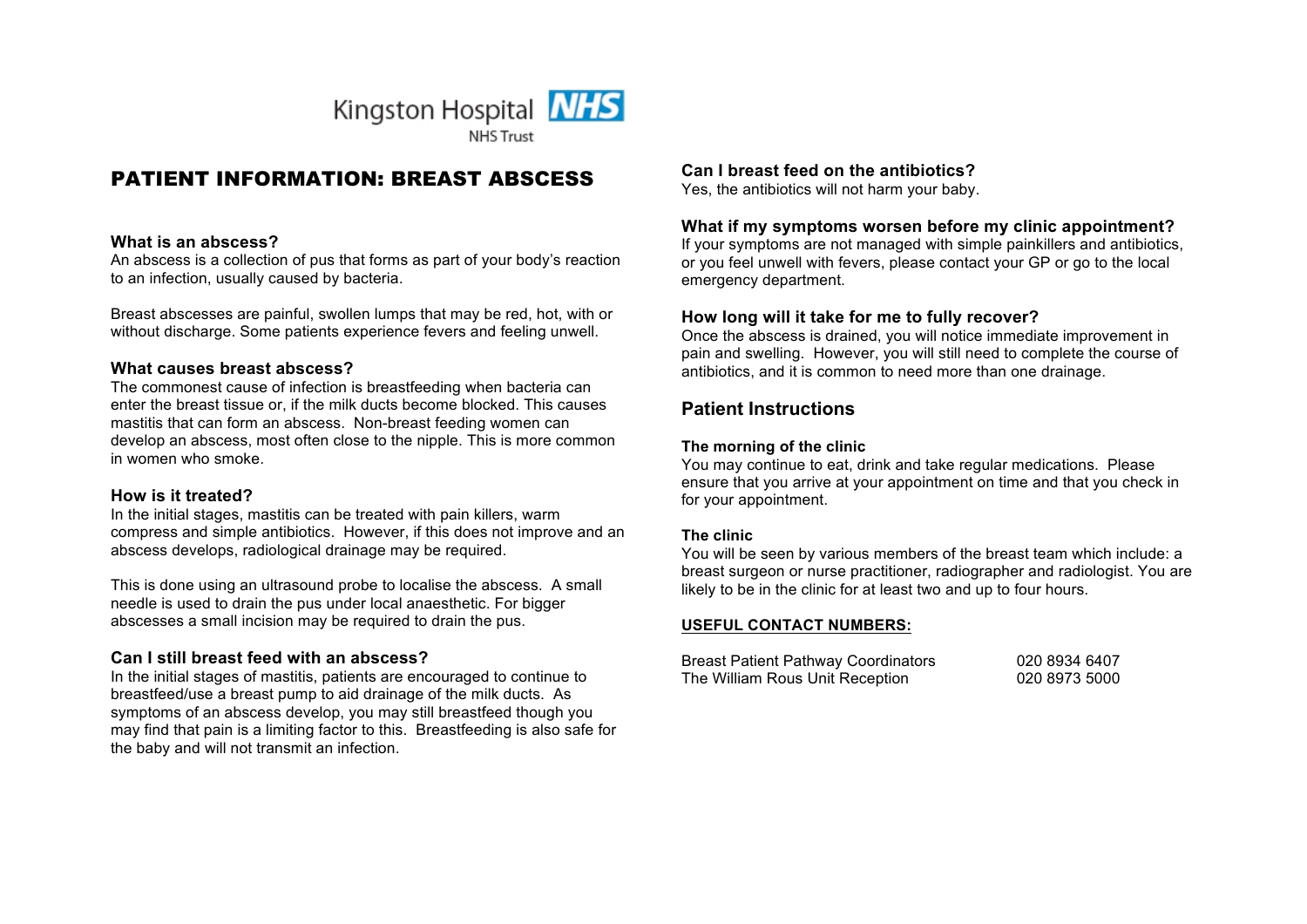Kingston Hospital NHS
NHS Trust

# PATIENT INFORMATION: BREAST ABSCESS

### What is an abscess?

An abscess is a collection of pus that forms as part of your body's reaction to an infection, usually caused by bacteria.

Breast abscesses are painful, swollen lumps that may be red, hot, with or without discharge. Some patients experience fevers and feeling unwell.

### What causes breast abscess?

The commonest cause of infection is breastfeeding when bacteria can enter the breast tissue or, if the milk ducts become blocked. This causes mastitis that can form an abscess. Non-breast feeding women can develop an abscess, most often close to the nipple. This is more common in women who smoke.

### How is it treated?

In the initial stages, mastitis can be treated with pain killers, warm compress and simple antibiotics. However, if this does not improve and an abscess develops, radiological drainage may be required.

This is done using an ultrasound probe to localise the abscess. A small needle is used to drain the pus under local anaesthetic. For bigger abscesses a small incision may be required to drain the pus.

### Can I still breast feed with an abscess?

In the initial stages of mastitis, patients are encouraged to continue to breastfeed/use a breast pump to aid drainage of the milk ducts. As symptoms of an abscess develop, you may still breastfeed though you may find that pain is a limiting factor to this. Breastfeeding is also safe for the baby and will not transmit an infection.

### Can I breast feed on the antibiotics?

Yes, the antibiotics will not harm your baby.

### What if my symptoms worsen before my clinic appointment?

If your symptoms are not managed with simple painkillers and antibiotics, or you feel unwell with fevers, please contact your GP or go to the local emergency department.

### How long will it take for me to fully recover?

Once the abscess is drained, you will notice immediate improvement in pain and swelling. However, you will still need to complete the course of antibiotics, and it is common to need more than one drainage.

## Patient Instructions

#### The morning of the clinic

You may continue to eat, drink and take regular medications. Please ensure that you arrive at your appointment on time and that you check in for your appointment.

#### The clinic

You will be seen by various members of the breast team which include: a breast surgeon or nurse practitioner, radiographer and radiologist. You are likely to be in the clinic for at least two and up to four hours.

**USEFUL CONTACT NUMBERS:**

| | |
|---|---|
| Breast Patient Pathway Coordinators | 020 8934 6407 |
| The William Rous Unit Reception | 020 8973 5000 |